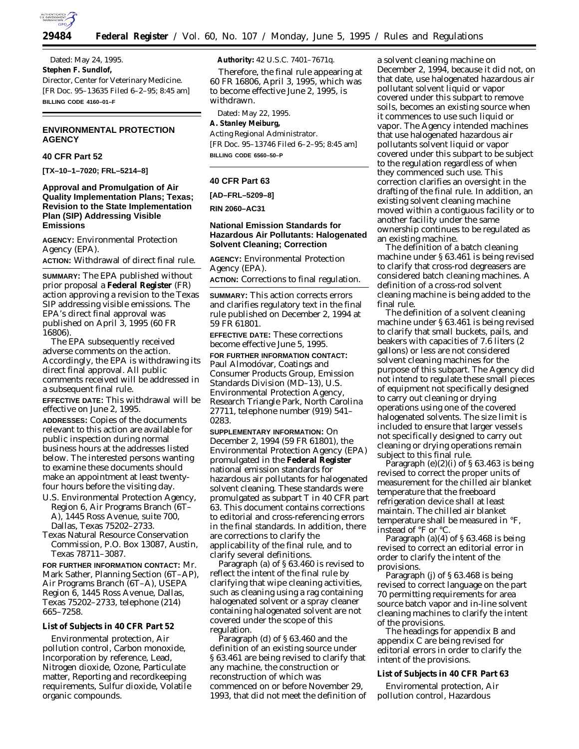Dated: May 24, 1995.

**Stephen F. Sundlof,**

*Director, Center for Veterinary Medicine.*

[FR Doc. 95–13635 Filed 6–2–95; 8:45 am]

**BILLING CODE 4160–01–F**

## ENVIRONMENTAL PROTECTION AGENCY

### 40 CFR Part 52

**[TX–10–1–7020; FRL–5214–8]**

### Approval and Promulgation of Air Quality Implementation Plans; Texas; Revision to the State Implementation Plan (SIP) Addressing Visible Emissions

**AGENCY:** Environmental Protection Agency (EPA).

**ACTION:** Withdrawal of direct final rule.

**SUMMARY:** The EPA published without prior proposal a **Federal Register** (FR) action approving a revision to the Texas SIP addressing visible emissions. The EPA's direct final approval was published on April 3, 1995 (60 FR 16806).

The EPA subsequently received adverse comments on the action. Accordingly, the EPA is withdrawing its direct final approval. All public comments received will be addressed in a subsequent final rule.

**EFFECTIVE DATE:** This withdrawal will be effective on June 2, 1995.

**ADDRESSES:** Copies of the documents relevant to this action are available for public inspection during normal business hours at the addresses listed below. The interested persons wanting to examine these documents should make an appointment at least twenty-four hours before the visiting day.

U.S. Environmental Protection Agency, Region 6, Air Programs Branch (6T–A), 1445 Ross Avenue, suite 700, Dallas, Texas 75202–2733.

Texas Natural Resource Conservation Commission, P.O. Box 13087, Austin, Texas 78711–3087.

**FOR FURTHER INFORMATION CONTACT:** Mr. Mark Sather, Planning Section (6T–AP), Air Programs Branch (6T–A), USEPA Region 6, 1445 Ross Avenue, Dallas, Texas 75202–2733, telephone (214) 665–7258.

**List of Subjects in 40 CFR Part 52**

Environmental protection, Air pollution control, Carbon monoxide, Incorporation by reference, Lead, Nitrogen dioxide, Ozone, Particulate matter, Reporting and recordkeeping requirements, Sulfur dioxide, Volatile organic compounds.

**Authority:** 42 U.S.C. 7401–7671q.

Therefore, the final rule appearing at 60 FR 16806, April 3, 1995, which was to become effective June 2, 1995, is withdrawn.

Dated: May 22, 1995.

**A. Stanley Meiburg,**

*Acting Regional Administrator.*

[FR Doc. 95–13746 Filed 6–2–95; 8:45 am]

**BILLING CODE 6560–50–P**

### 40 CFR Part 63

**[AD–FRL–5209–8]**

**RIN 2060–AC31**

### National Emission Standards for Hazardous Air Pollutants: Halogenated Solvent Cleaning; Correction

**AGENCY:** Environmental Protection Agency (EPA).

**ACTION:** Corrections to final regulation.

**SUMMARY:** This action corrects errors and clarifies regulatory text in the final rule published on December 2, 1994 at 59 FR 61801.

**EFFECTIVE DATE:** These corrections become effective June 5, 1995.

**FOR FURTHER INFORMATION CONTACT:** Paul Almodóvar, Coatings and Consumer Products Group, Emission Standards Division (MD–13), U.S. Environmental Protection Agency, Research Triangle Park, North Carolina 27711, telephone number (919) 541–0283.

**SUPPLEMENTARY INFORMATION:** On December 2, 1994 (59 FR 61801), the Environmental Protection Agency (EPA) promulgated in the **Federal Register** national emission standards for hazardous air pollutants for halogenated solvent cleaning. These standards were promulgated as subpart T in 40 CFR part 63. This document contains corrections to editorial and cross-referencing errors in the final standards. In addition, there are corrections to clarify the applicability of the final rule, and to clarify several definitions.

Paragraph (a) of § 63.460 is revised to reflect the intent of the final rule by clarifying that wipe cleaning activities, such as cleaning using a rag containing halogenated solvent or a spray cleaner containing halogenated solvent are not covered under the scope of this regulation.

Paragraph (d) of § 63.460 and the definition of an existing source under § 63.461 are being revised to clarify that any machine, the construction or reconstruction of which was commenced on or before November 29, 1993, that did not meet the definition of a solvent cleaning machine on December 2, 1994, because it did not, on that date, use halogenated hazardous air pollutant solvent liquid or vapor covered under this subpart to remove soils, becomes an existing source when it commences to use such liquid or vapor. The Agency intended machines that use halogenated hazardous air pollutants solvent liquid or vapor covered under this subpart to be subject to the regulation regardless of when they commenced such use. This correction clarifies an oversight in the drafting of the final rule. In addition, an existing solvent cleaning machine moved within a contiguous facility or to another facility under the same ownership continues to be regulated as an existing machine.

The definition of a batch cleaning machine under § 63.461 is being revised to clarify that cross-rod degreasers are considered batch cleaning machines. A definition of a cross-rod solvent cleaning machine is being added to the final rule.

The definition of a solvent cleaning machine under § 63.461 is being revised to clarify that small buckets, pails, and beakers with capacities of 7.6 liters (2 gallons) or less are not considered solvent cleaning machines for the purpose of this subpart. The Agency did not intend to regulate these small pieces of equipment not specifically designed to carry out cleaning or drying operations using one of the covered halogenated solvents. The size limit is included to ensure that larger vessels not specifically designed to carry out cleaning or drying operations remain subject to this final rule.

Paragraph (e)(2)(i) of § 63.463 is being revised to correct the proper units of measurement for the chilled air blanket temperature that the freeboard refrigeration device shall at least maintain. The chilled air blanket temperature shall be measured in °F, instead of °F or °C.

Paragraph (a)(4) of § 63.468 is being revised to correct an editorial error in order to clarify the intent of the provisions.

Paragraph (j) of § 63.468 is being revised to correct language on the part 70 permitting requirements for area source batch vapor and in-line solvent cleaning machines to clarify the intent of the provisions.

The headings for appendix B and appendix C are being revised for editorial errors in order to clarify the intent of the provisions.

**List of Subjects in 40 CFR Part 63**

Enviromental protection, Air pollution control, Hazardous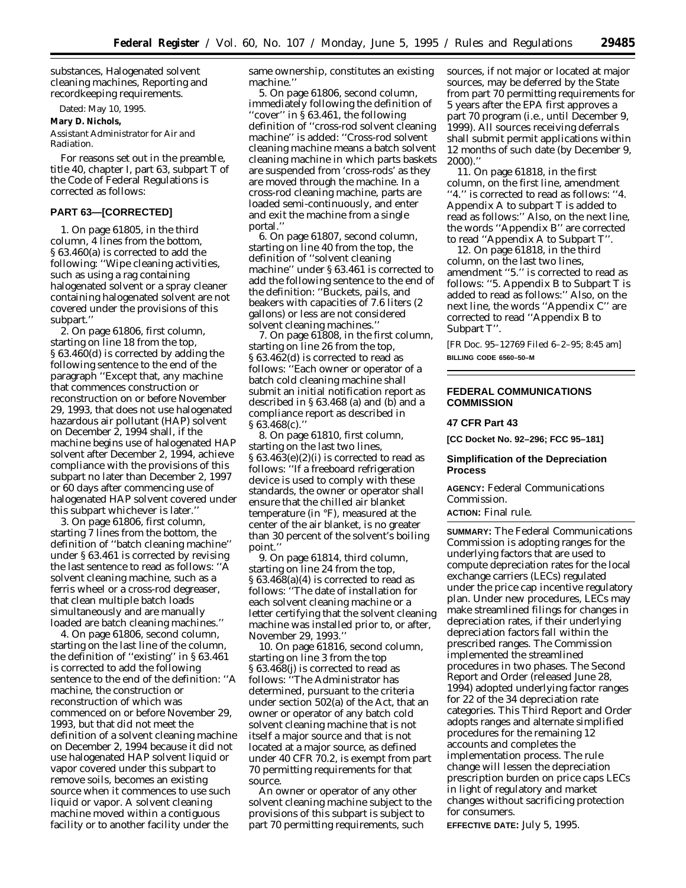substances, Halogenated solvent cleaning machines, Reporting and recordkeeping requirements.

Dated: May 10, 1995.

**Mary D. Nichols,**

*Assistant Administrator for Air and Radiation.*

For reasons set out in the preamble, title 40, chapter I, part 63, subpart T of the Code of Federal Regulations is corrected as follows:

## PART 63—[CORRECTED]

1. On page 61805, in the third column, 4 lines from the bottom, § 63.460(a) is corrected to add the following: ''Wipe cleaning activities, such as using a rag containing halogenated solvent or a spray cleaner containing halogenated solvent are not covered under the provisions of this subpart.''

2. On page 61806, first column, starting on line 18 from the top, § 63.460(d) is corrected by adding the following sentence to the end of the paragraph ''Except that, any machine that commences construction or reconstruction on or before November 29, 1993, that does not use halogenated hazardous air pollutant (HAP) solvent on December 2, 1994 shall, if the machine begins use of halogenated HAP solvent after December 2, 1994, achieve compliance with the provisions of this subpart no later than December 2, 1997 or 60 days after commencing use of halogenated HAP solvent covered under this subpart whichever is later.''

3. On page 61806, first column, starting 7 lines from the bottom, the definition of ''batch cleaning machine'' under § 63.461 is corrected by revising the last sentence to read as follows: ''A solvent cleaning machine, such as a ferris wheel or a cross-rod degreaser, that clean multiple batch loads simultaneously and are manually loaded are batch cleaning machines.''

4. On page 61806, second column, starting on the last line of the column, the definition of ''existing'' in § 63.461 is corrected to add the following sentence to the end of the definition: ''A machine, the construction or reconstruction of which was commenced on or before November 29, 1993, but that did not meet the definition of a solvent cleaning machine on December 2, 1994 because it did not use halogenated HAP solvent liquid or vapor covered under this subpart to remove soils, becomes an existing source when it commences to use such liquid or vapor. A solvent cleaning machine moved within a contiguous facility or to another facility under the same ownership, constitutes an existing machine.''

5. On page 61806, second column, immediately following the definition of ''cover'' in § 63.461, the following definition of ''cross-rod solvent cleaning machine'' is added: ''Cross-rod solvent cleaning machine means a batch solvent cleaning machine in which parts baskets are suspended from 'cross-rods' as they are moved through the machine. In a cross-rod cleaning machine, parts are loaded semi-continuously, and enter and exit the machine from a single portal.''

6. On page 61807, second column, starting on line 40 from the top, the definition of ''solvent cleaning machine'' under § 63.461 is corrected to add the following sentence to the end of the definition: ''Buckets, pails, and beakers with capacities of 7.6 liters (2 gallons) or less are not considered solvent cleaning machines.''

7. On page 61808, in the first column, starting on line 26 from the top, § 63.462(d) is corrected to read as follows: ''Each owner or operator of a batch cold cleaning machine shall submit an initial notification report as described in § 63.468 (a) and (b) and a compliance report as described in § 63.468(c).''

8. On page 61810, first column, starting on the last two lines, § 63.463(e)(2)(i) is corrected to read as follows: ''If a freeboard refrigeration device is used to comply with these standards, the owner or operator shall ensure that the chilled air blanket temperature (in °F), measured at the center of the air blanket, is no greater than 30 percent of the solvent's boiling point.''

9. On page 61814, third column, starting on line 24 from the top, § 63.468(a)(4) is corrected to read as follows: ''The date of installation for each solvent cleaning machine or a letter certifying that the solvent cleaning machine was installed prior to, or after, November 29, 1993.''

10. On page 61816, second column, starting on line 3 from the top § 63.468(j) is corrected to read as follows: ''The Administrator has determined, pursuant to the criteria under section 502(a) of the Act, that an owner or operator of any batch cold solvent cleaning machine that is not itself a major source and that is not located at a major source, as defined under 40 CFR 70.2, is exempt from part 70 permitting requirements for that source.

An owner or operator of any other solvent cleaning machine subject to the provisions of this subpart is subject to part 70 permitting requirements, such sources, if not major or located at major sources, may be deferred by the State from part 70 permitting requirements for 5 years after the EPA first approves a part 70 program (i.e., until December 9, 1999). All sources receiving deferrals shall submit permit applications within 12 months of such date (by December 9, 2000).''

11. On page 61818, in the first column, on the first line, amendment ''4.'' is corrected to read as follows: ''4. Appendix A to subpart T is added to read as follows:'' Also, on the next line, the words ''Appendix B'' are corrected to read ''Appendix A to Subpart T''.

12. On page 61818, in the third column, on the last two lines, amendment ''5.'' is corrected to read as follows: ''5. Appendix B to Subpart T is added to read as follows:'' Also, on the next line, the words ''Appendix C'' are corrected to read ''Appendix B to Subpart T''.

[FR Doc. 95–12769 Filed 6–2–95; 8:45 am]

**BILLING CODE 6560–50–M**

---

## FEDERAL COMMUNICATIONS COMMISSION

### 47 CFR Part 43

**[CC Docket No. 92–296; FCC 95–181]**

### Simplification of the Depreciation Process

**AGENCY:** Federal Communications Commission.

**ACTION:** Final rule.

**SUMMARY:** The Federal Communications Commission is adopting ranges for the underlying factors that are used to compute depreciation rates for the local exchange carriers (LECs) regulated under the price cap incentive regulatory plan. Under new procedures, LECs may make streamlined filings for changes in depreciation rates, if their underlying depreciation factors fall within the prescribed ranges. The Commission implemented the streamlined procedures in two phases. The Second Report and Order (released June 28, 1994) adopted underlying factor ranges for 22 of the 34 depreciation rate categories. This Third Report and Order adopts ranges and alternate simplified procedures for the remaining 12 accounts and completes the implementation process. The rule change will lessen the depreciation prescription burden on price caps LECs in light of regulatory and market changes without sacrificing protection for consumers.

**EFFECTIVE DATE:** July 5, 1995.